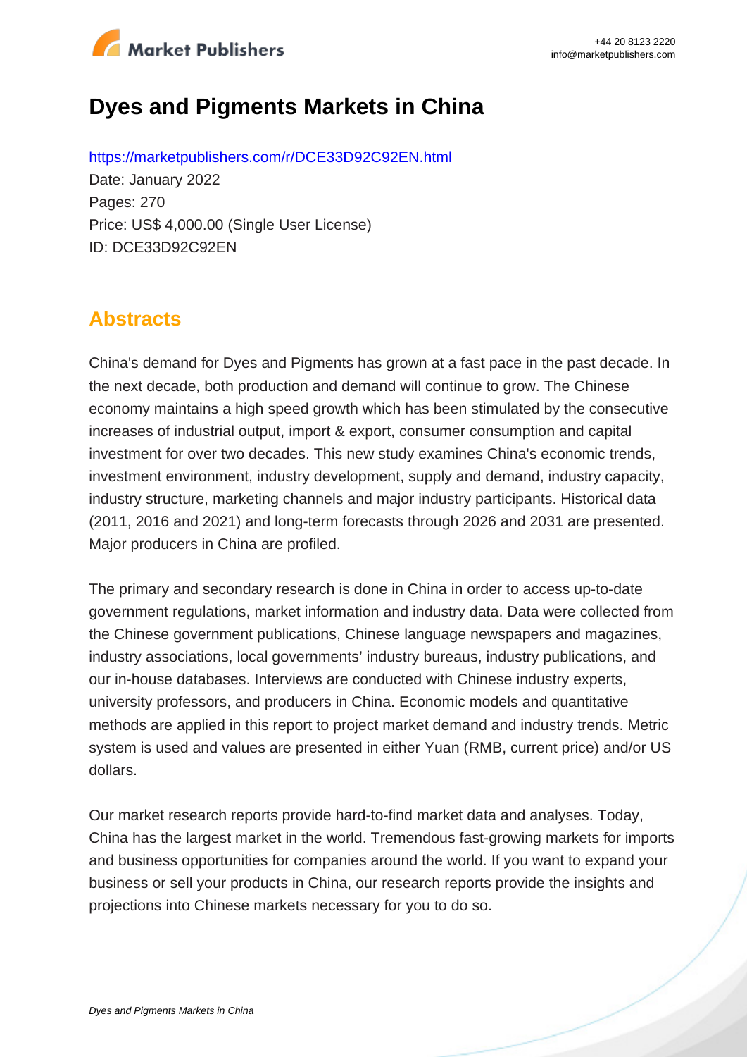# Dyes and Pigments Markets in China

https://marketpublishers.com/r/DCE33D92C92EN.html

Date: January 2022

Pages: 270

Price: US$ 4,000.00 (Single User License)

ID: DCE33D92C92EN

## Abstracts

China's demand for Dyes and Pigments has grown at a fast pace in the past decade. In the next decade, both production and demand will continue to grow. The Chinese economy maintains a high speed growth which has been stimulated by the consecutive increases of industrial output, import & export, consumer consumption and capital investment for over two decades. This new study examines China's economic trends, investment environment, industry development, supply and demand, industry capacity, industry structure, marketing channels and major industry participants. Historical data (2011, 2016 and 2021) and long-term forecasts through 2026 and 2031 are presented. Major producers in China are profiled.

The primary and secondary research is done in China in order to access up-to-date government regulations, market information and industry data. Data were collected from the Chinese government publications, Chinese language newspapers and magazines, industry associations, local governments' industry bureaus, industry publications, and our in-house databases. Interviews are conducted with Chinese industry experts, university professors, and producers in China. Economic models and quantitative methods are applied in this report to project market demand and industry trends. Metric system is used and values are presented in either Yuan (RMB, current price) and/or US dollars.

Our market research reports provide hard-to-find market data and analyses. Today, China has the largest market in the world. Tremendous fast-growing markets for imports and business opportunities for companies around the world. If you want to expand your business or sell your products in China, our research reports provide the insights and projections into Chinese markets necessary for you to do so.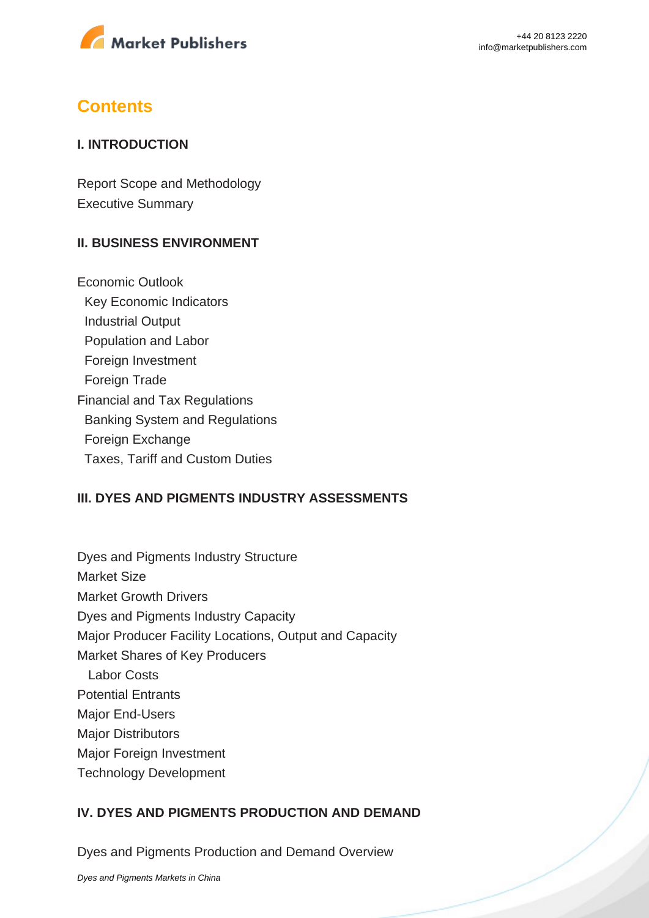## Contents

### I. INTRODUCTION

Report Scope and Methodology
Executive Summary

### II. BUSINESS ENVIRONMENT

Economic Outlook
- Key Economic Indicators
- Industrial Output
- Population and Labor
- Foreign Investment
- Foreign Trade

Financial and Tax Regulations
- Banking System and Regulations
- Foreign Exchange
- Taxes, Tariff and Custom Duties

### III. DYES AND PIGMENTS INDUSTRY ASSESSMENTS

Dyes and Pigments Industry Structure
Market Size
Market Growth Drivers
Dyes and Pigments Industry Capacity
Major Producer Facility Locations, Output and Capacity
Market Shares of Key Producers
- Labor Costs

Potential Entrants
Major End-Users
Major Distributors
Major Foreign Investment
Technology Development

### IV. DYES AND PIGMENTS PRODUCTION AND DEMAND

Dyes and Pigments Production and Demand Overview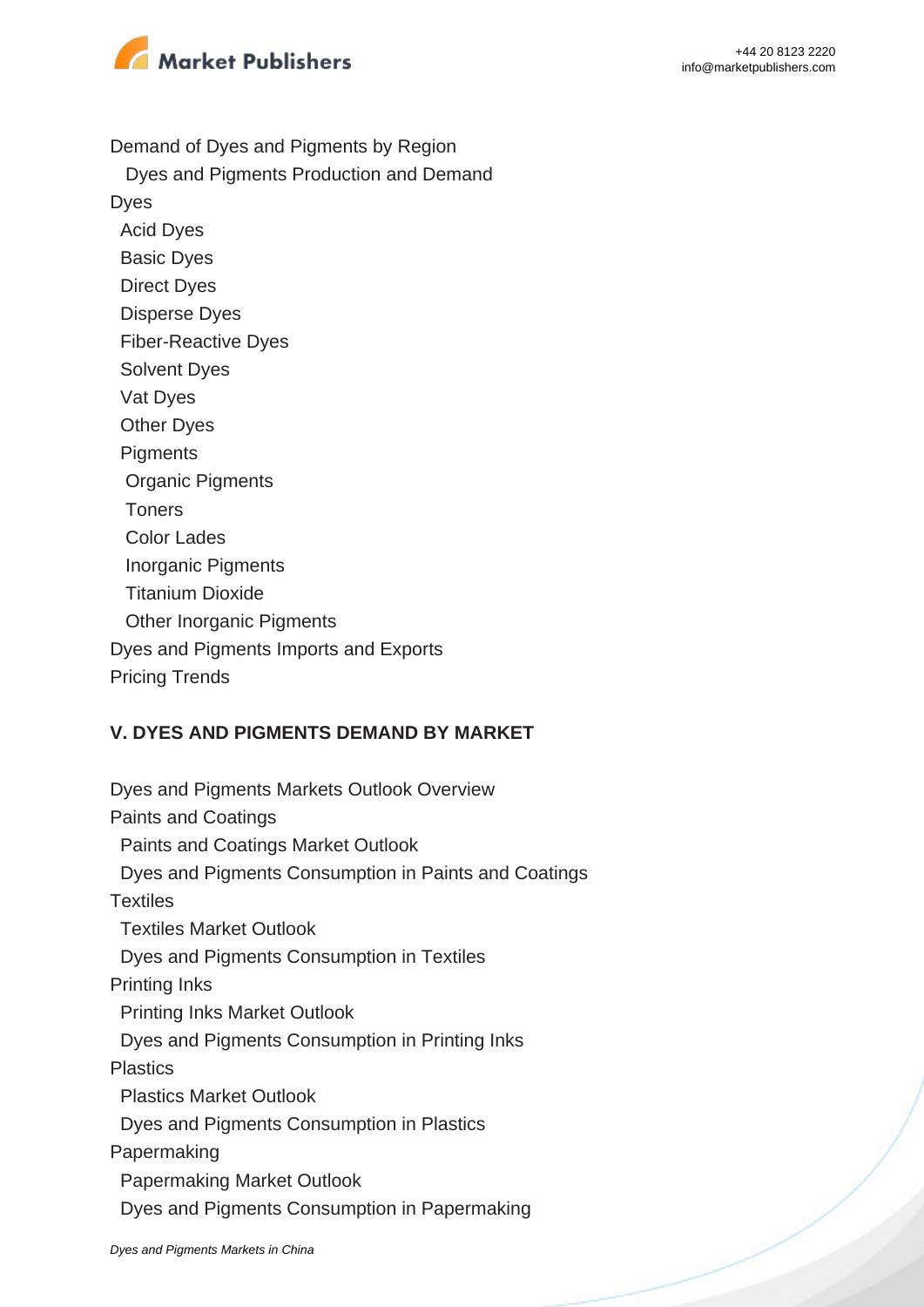Demand of Dyes and Pigments by Region

Dyes and Pigments Production and Demand

Dyes

Acid Dyes

Basic Dyes

Direct Dyes

Disperse Dyes

Fiber-Reactive Dyes

Solvent Dyes

Vat Dyes

Other Dyes

Pigments

Organic Pigments

Toners

Color Lades

Inorganic Pigments

Titanium Dioxide

Other Inorganic Pigments

Dyes and Pigments Imports and Exports

Pricing Trends

**V. DYES AND PIGMENTS DEMAND BY MARKET**

Dyes and Pigments Markets Outlook Overview

Paints and Coatings

Paints and Coatings Market Outlook

Dyes and Pigments Consumption in Paints and Coatings

Textiles

Textiles Market Outlook

Dyes and Pigments Consumption in Textiles

Printing Inks

Printing Inks Market Outlook

Dyes and Pigments Consumption in Printing Inks

Plastics

Plastics Market Outlook

Dyes and Pigments Consumption in Plastics

Papermaking

Papermaking Market Outlook

Dyes and Pigments Consumption in Papermaking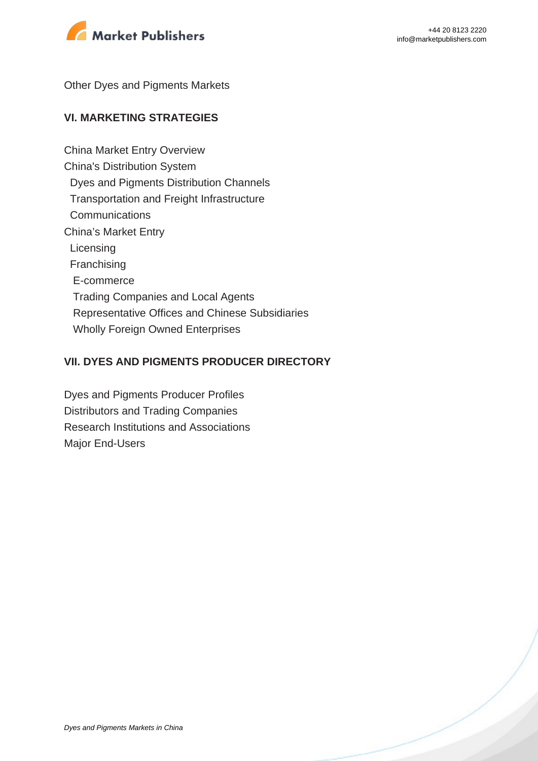Other Dyes and Pigments Markets

## VI. MARKETING STRATEGIES

China Market Entry Overview
China's Distribution System
- Dyes and Pigments Distribution Channels
- Transportation and Freight Infrastructure
- Communications

China's Market Entry
- Licensing
- Franchising
- E-commerce
- Trading Companies and Local Agents
- Representative Offices and Chinese Subsidiaries
- Wholly Foreign Owned Enterprises

## VII. DYES AND PIGMENTS PRODUCER DIRECTORY

Dyes and Pigments Producer Profiles
Distributors and Trading Companies
Research Institutions and Associations
Major End-Users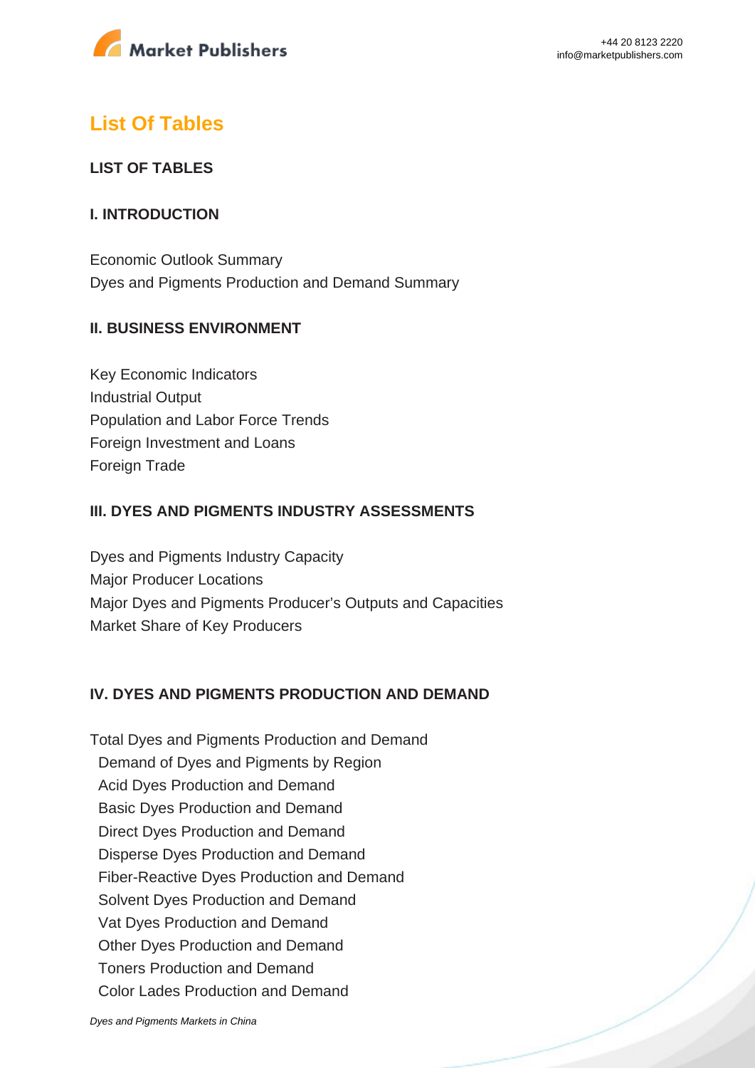## List Of Tables

### LIST OF TABLES

### I. INTRODUCTION

Economic Outlook Summary
Dyes and Pigments Production and Demand Summary

### II. BUSINESS ENVIRONMENT

Key Economic Indicators
Industrial Output
Population and Labor Force Trends
Foreign Investment and Loans
Foreign Trade

### III. DYES AND PIGMENTS INDUSTRY ASSESSMENTS

Dyes and Pigments Industry Capacity
Major Producer Locations
Major Dyes and Pigments Producer's Outputs and Capacities
Market Share of Key Producers

### IV. DYES AND PIGMENTS PRODUCTION AND DEMAND

Total Dyes and Pigments Production and Demand
- Demand of Dyes and Pigments by Region
- Acid Dyes Production and Demand
- Basic Dyes Production and Demand
- Direct Dyes Production and Demand
- Disperse Dyes Production and Demand
- Fiber-Reactive Dyes Production and Demand
- Solvent Dyes Production and Demand
- Vat Dyes Production and Demand
- Other Dyes Production and Demand
- Toners Production and Demand
- Color Lades Production and Demand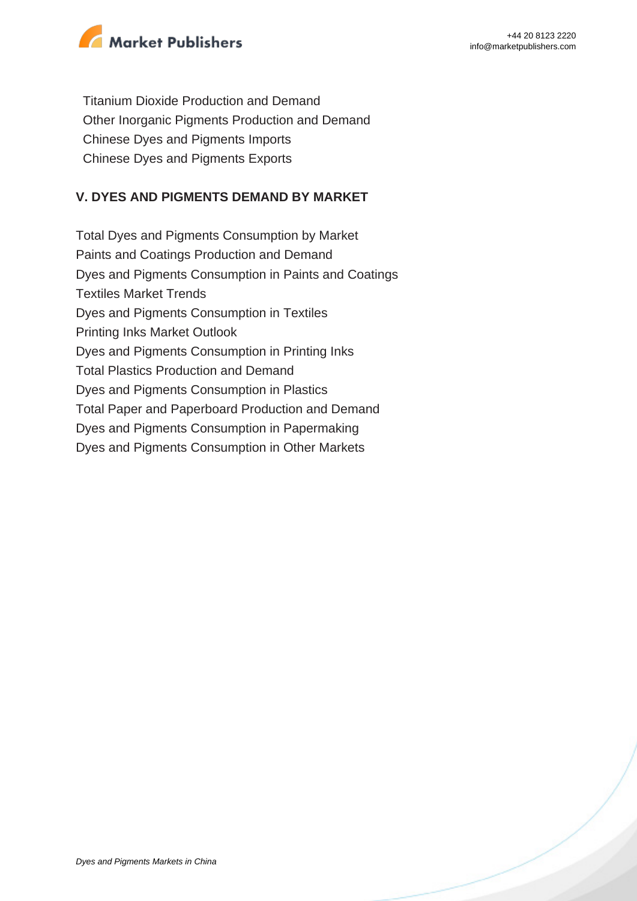Titanium Dioxide Production and Demand
Other Inorganic Pigments Production and Demand
Chinese Dyes and Pigments Imports
Chinese Dyes and Pigments Exports

## V. DYES AND PIGMENTS DEMAND BY MARKET

Total Dyes and Pigments Consumption by Market
Paints and Coatings Production and Demand
Dyes and Pigments Consumption in Paints and Coatings
Textiles Market Trends
Dyes and Pigments Consumption in Textiles
Printing Inks Market Outlook
Dyes and Pigments Consumption in Printing Inks
Total Plastics Production and Demand
Dyes and Pigments Consumption in Plastics
Total Paper and Paperboard Production and Demand
Dyes and Pigments Consumption in Papermaking
Dyes and Pigments Consumption in Other Markets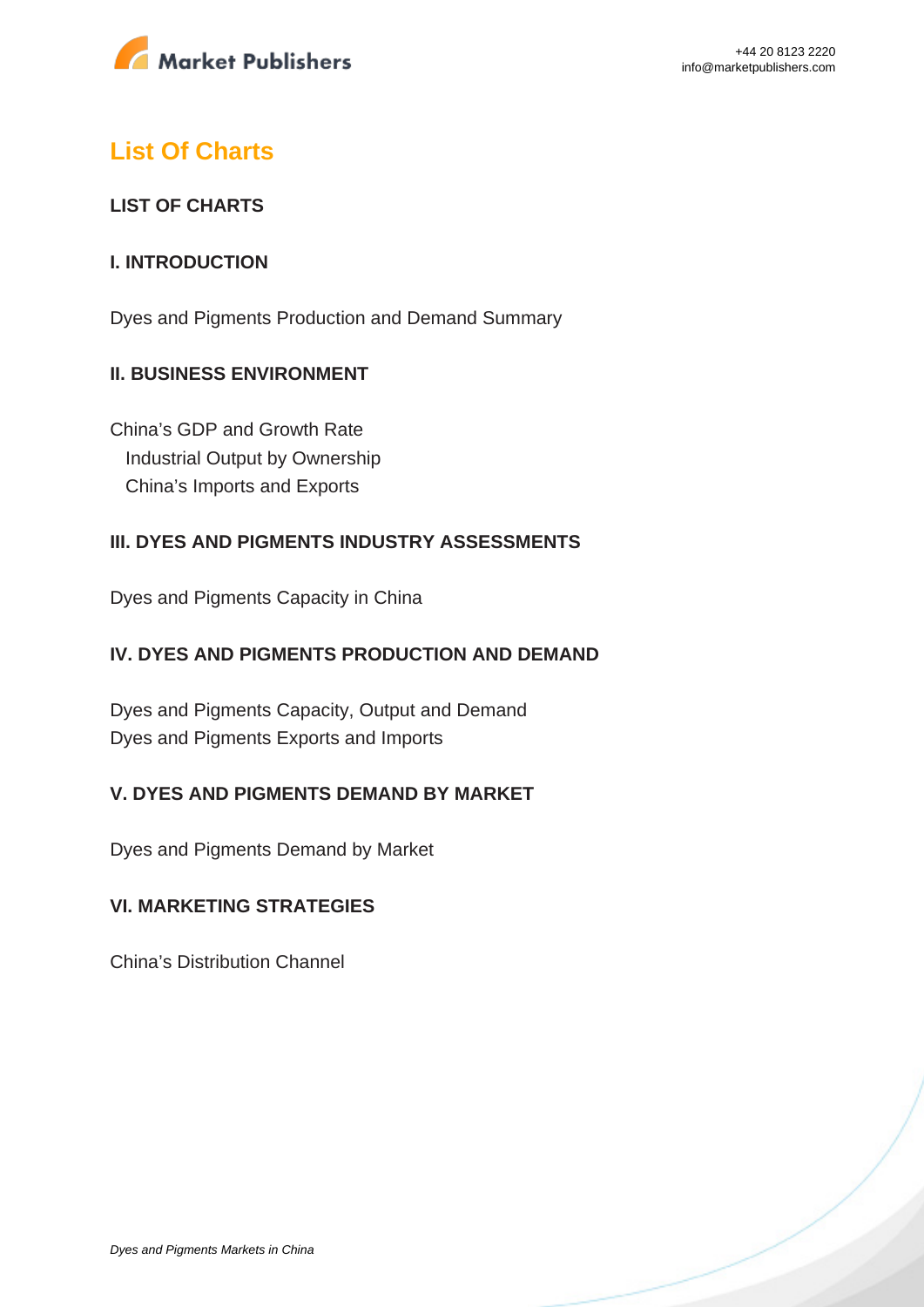## List Of Charts

**LIST OF CHARTS**

**I. INTRODUCTION**

Dyes and Pigments Production and Demand Summary

**II. BUSINESS ENVIRONMENT**

China's GDP and Growth Rate
Industrial Output by Ownership
China's Imports and Exports

**III. DYES AND PIGMENTS INDUSTRY ASSESSMENTS**

Dyes and Pigments Capacity in China

**IV. DYES AND PIGMENTS PRODUCTION AND DEMAND**

Dyes and Pigments Capacity, Output and Demand
Dyes and Pigments Exports and Imports

**V. DYES AND PIGMENTS DEMAND BY MARKET**

Dyes and Pigments Demand by Market

**VI. MARKETING STRATEGIES**

China's Distribution Channel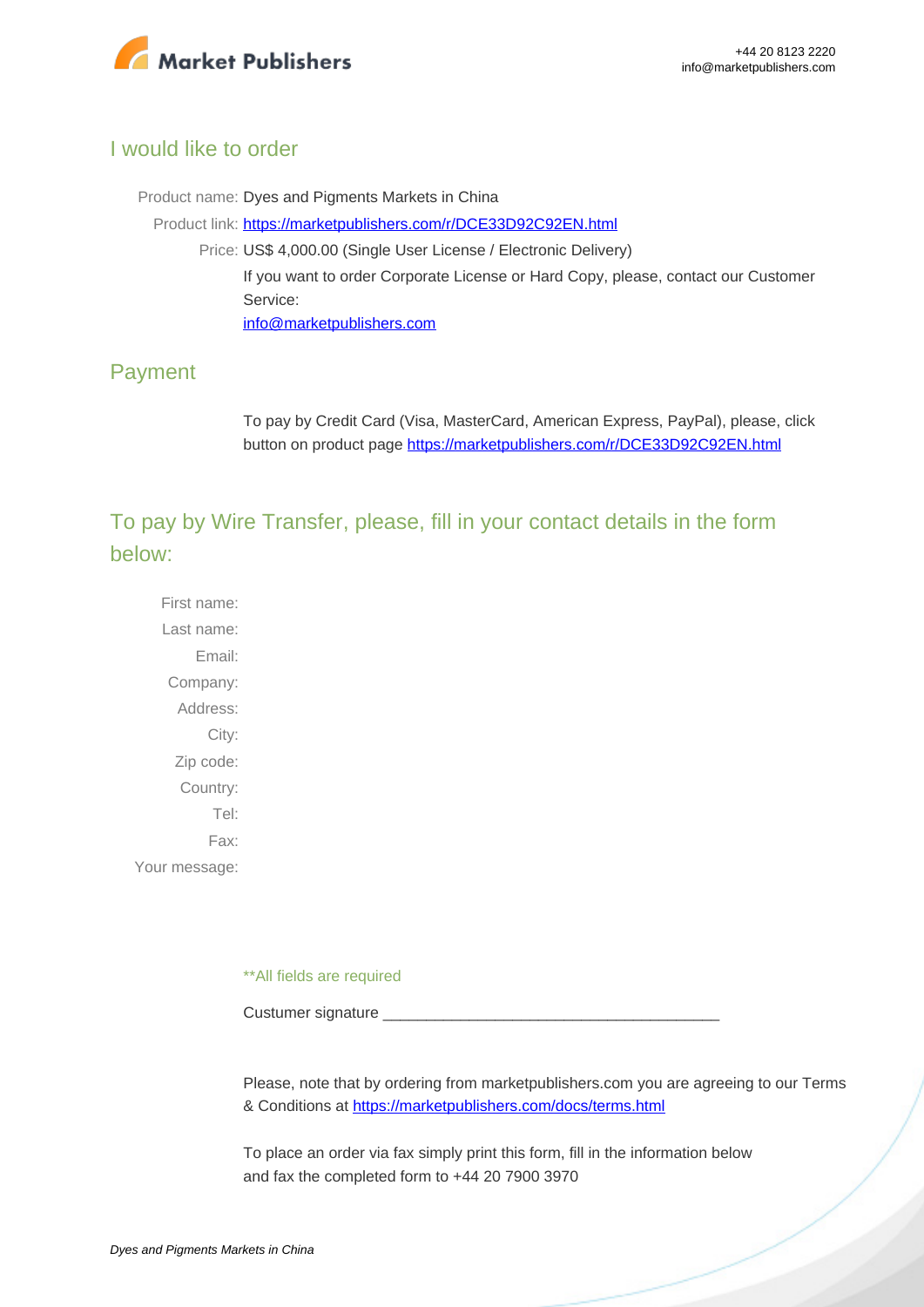## I would like to order

Product name: Dyes and Pigments Markets in China

Product link: https://marketpublishers.com/r/DCE33D92C92EN.html

Price: US$ 4,000.00 (Single User License / Electronic Delivery)

If you want to order Corporate License or Hard Copy, please, contact our Customer Service:

info@marketpublishers.com

## Payment

To pay by Credit Card (Visa, MasterCard, American Express, PayPal), please, click button on product page https://marketpublishers.com/r/DCE33D92C92EN.html

## To pay by Wire Transfer, please, fill in your contact details in the form below:

First name:

Last name:

Email:

Company:

Address:

City:

Zip code:

Country:

Tel:

Fax:

Your message:

**All fields are required

Custumer signature _______________________________________

Please, note that by ordering from marketpublishers.com you are agreeing to our Terms & Conditions at https://marketpublishers.com/docs/terms.html

To place an order via fax simply print this form, fill in the information below and fax the completed form to +44 20 7900 3970